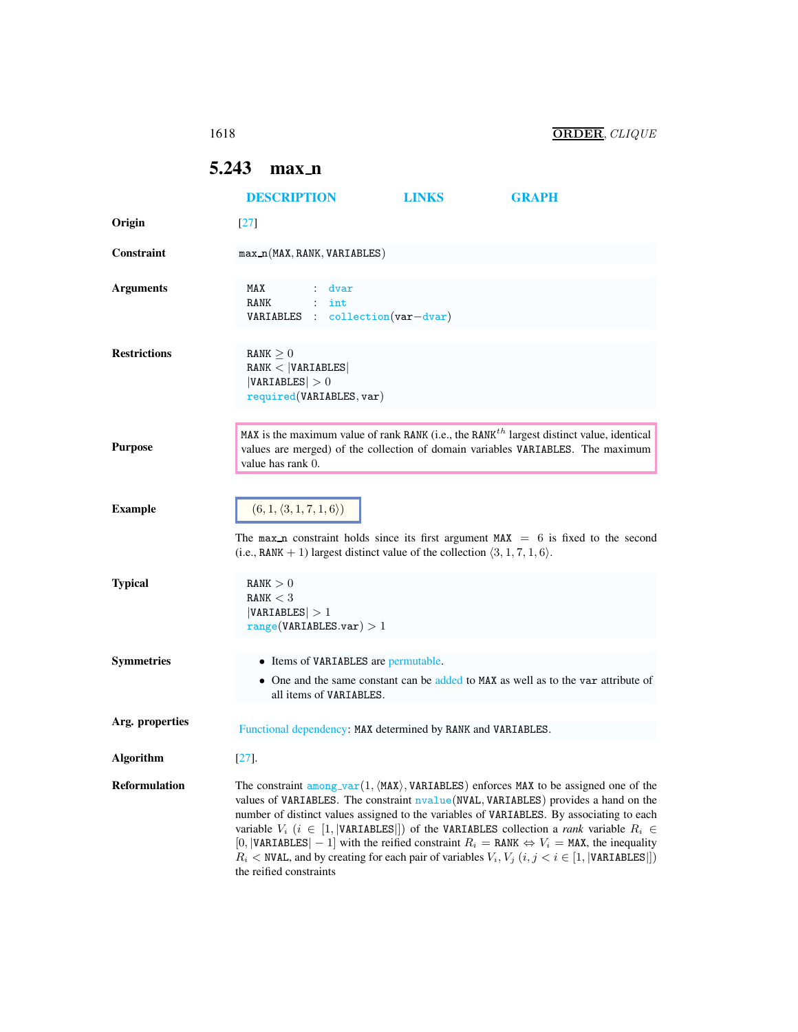## 5.243 max_n

DESCRIPTION LINKS GRAPH

**Origin**

[27]

**Constraint**

max_n(MAX, RANK, VARIABLES)

**Arguments**

```
MAX       : dvar
RANK      : int
VARIABLES : collection(var−dvar)
```

**Restrictions**

RANK $\geq 0$
RANK $<$ |VARIABLES|
|VARIABLES| $> 0$
required(VARIABLES, var)

**Purpose**

MAX is the maximum value of rank RANK (i.e., the RANK$^{th}$ largest distinct value, identical values are merged) of the collection of domain variables VARIABLES. The maximum value has rank 0.

**Example**

$(6, 1, \langle 3, 1, 7, 1, 6\rangle)$

The max_n constraint holds since its first argument MAX $= 6$ is fixed to the second (i.e., RANK $+ 1$) largest distinct value of the collection $\langle 3, 1, 7, 1, 6\rangle$.

**Typical**

RANK $> 0$
RANK $< 3$
|VARIABLES| $> 1$
range(VARIABLES.var) $> 1$

**Symmetries**

- Items of VARIABLES are permutable.
- One and the same constant can be added to MAX as well as to the var attribute of all items of VARIABLES.

**Arg. properties**

Functional dependency: MAX determined by RANK and VARIABLES.

**Algorithm**

[27].

**Reformulation**

The constraint among_var$(1, \langle$MAX$\rangle$, VARIABLES$)$ enforces MAX to be assigned one of the values of VARIABLES. The constraint nvalue(NVAL, VARIABLES) provides a hand on the number of distinct values assigned to the variables of VARIABLES. By associating to each variable $V_i$ ($i \in [1, |$VARIABLES$|]$) of the VARIABLES collection a *rank* variable $R_i \in [0, |$VARIABLES$| - 1]$ with the reified constraint $R_i =$ RANK $\Leftrightarrow V_i =$ MAX, the inequality $R_i <$ NVAL, and by creating for each pair of variables $V_i, V_j$ ($i, j < i \in [1, |$VARIABLES$|]$) the reified constraints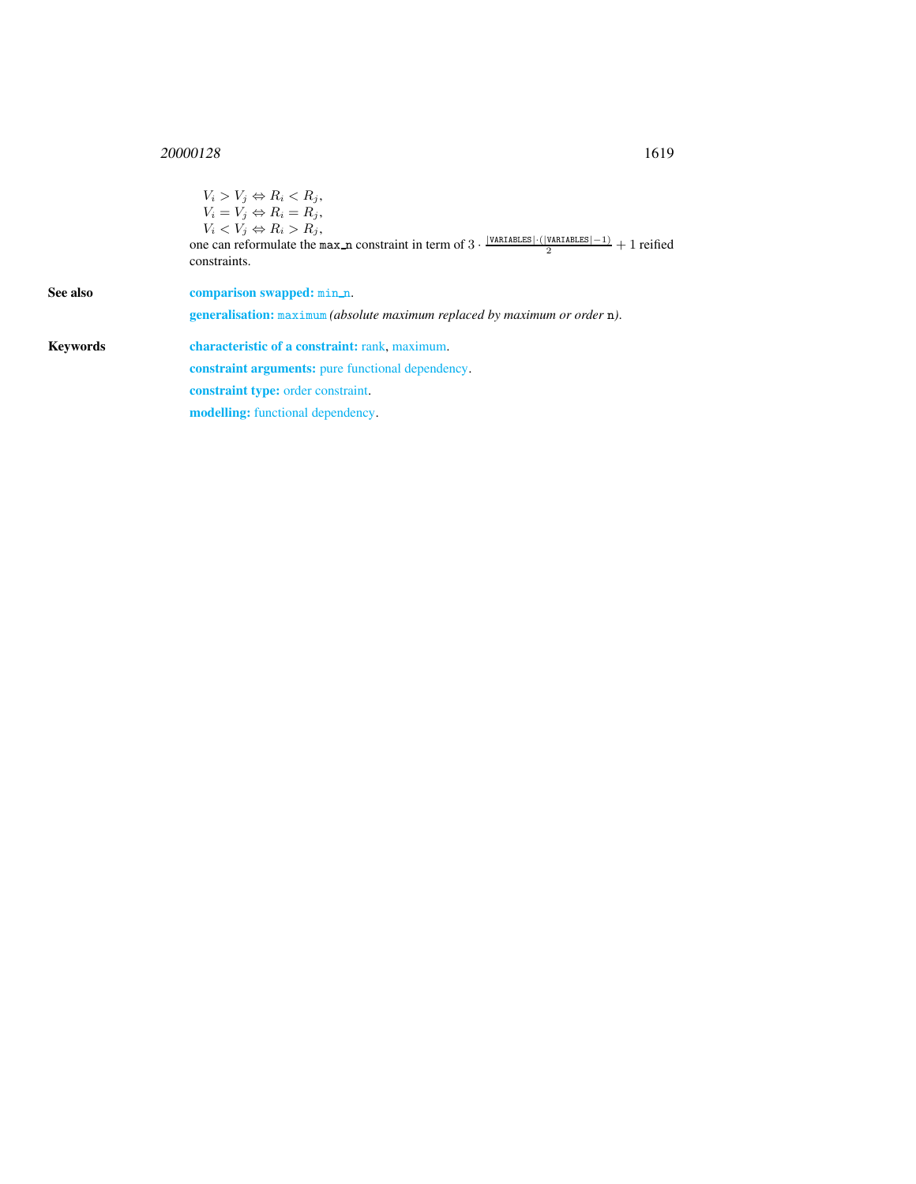$V_i > V_j \Leftrightarrow R_i < R_j$,
$V_i = V_j \Leftrightarrow R_i = R_j$,
$V_i < V_j \Leftrightarrow R_i > R_j$,
one can reformulate the `max_n` constraint in term of $3 \cdot \frac{|\texttt{VARIABLES}| \cdot (|\texttt{VARIABLES}|-1)}{2} + 1$ reified constraints.

**See also**

**comparison swapped:** `min_n`.

**generalisation:** `maximum` *(absolute maximum replaced by maximum or order* `n`*)*.

**Keywords**

**characteristic of a constraint:** rank, maximum.

**constraint arguments:** pure functional dependency.

**constraint type:** order constraint.

**modelling:** functional dependency.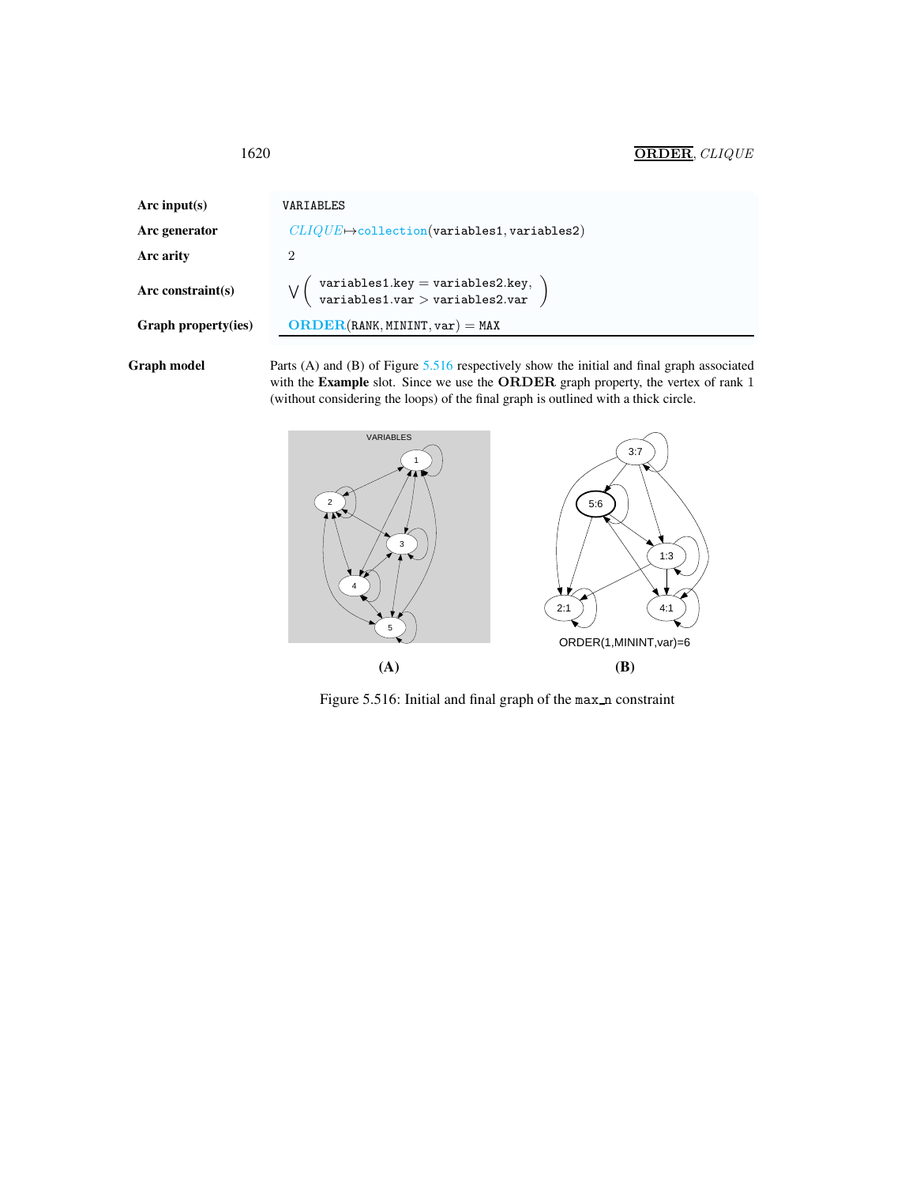| | |
|---|---|
| **Arc input(s)** | VARIABLES |
| **Arc generator** | $CLIQUE \mapsto$ collection(variables1, variables2) |
| **Arc arity** | 2 |
| **Arc constraint(s)** | $\bigvee \left( \begin{array}{l} \texttt{variables1.key} = \texttt{variables2.key}, \\ \texttt{variables1.var} > \texttt{variables2.var} \end{array} \right)$ |
| **Graph property(ies)** | **ORDER**(RANK, MININT, var) = MAX |

**Graph model**

Parts (A) and (B) of Figure 5.516 respectively show the initial and final graph associated with the **Example** slot. Since we use the **ORDER** graph property, the vertex of rank 1 (without considering the loops) of the final graph is outlined with a thick circle.

(A) (B)

Figure 5.516: Initial and final graph of the `max_n` constraint